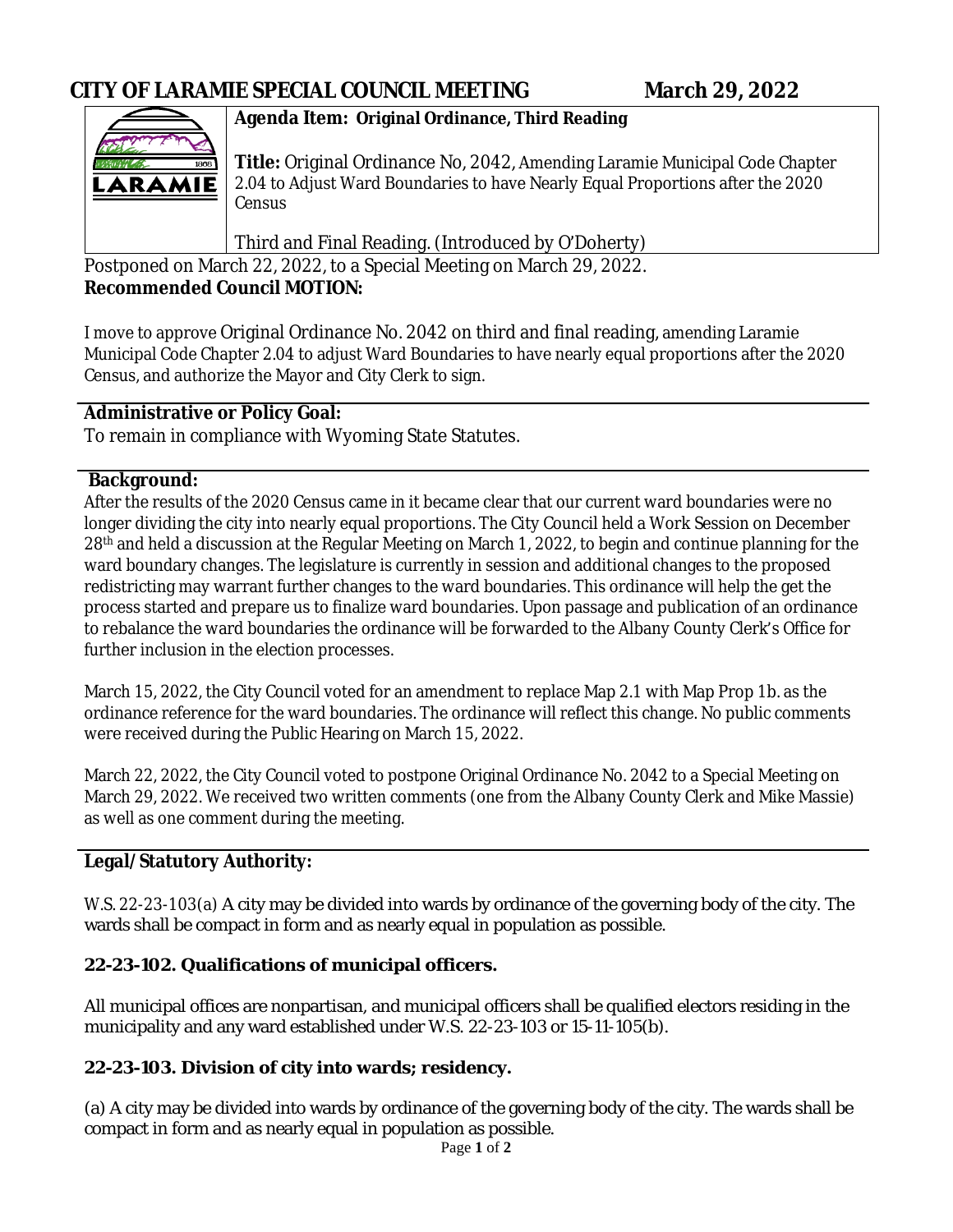# CITY OF LARAMIE SPECIAL COUNCIL MEETING March 29, 2022

**Agenda Item: Original Ordinance, Third Reading**

**Title:** Original Ordinance No, 2042, Amending Laramie Municipal Code Chapter 2.04 to Adjust Ward Boundaries to have Nearly Equal Proportions after the 2020 Census

Third and Final Reading. (Introduced by O'Doherty)

Postponed on March 22, 2022, to a Special Meeting on March 29, 2022.

**Recommended Council MOTION:**

I move to approve Original Ordinance No. 2042 on third and final reading, amending Laramie Municipal Code Chapter 2.04 to adjust Ward Boundaries to have nearly equal proportions after the 2020 Census, and authorize the Mayor and City Clerk to sign.

**Administrative or Policy Goal:**

To remain in compliance with Wyoming State Statutes.

**Background:**

After the results of the 2020 Census came in it became clear that our current ward boundaries were no longer dividing the city into nearly equal proportions. The City Council held a Work Session on December 28th and held a discussion at the Regular Meeting on March 1, 2022, to begin and continue planning for the ward boundary changes. The legislature is currently in session and additional changes to the proposed redistricting may warrant further changes to the ward boundaries. This ordinance will help the get the process started and prepare us to finalize ward boundaries. Upon passage and publication of an ordinance to rebalance the ward boundaries the ordinance will be forwarded to the Albany County Clerk's Office for further inclusion in the election processes.

March 15, 2022, the City Council voted for an amendment to replace Map 2.1 with Map Prop 1b. as the ordinance reference for the ward boundaries. The ordinance will reflect this change. No public comments were received during the Public Hearing on March 15, 2022.

March 22, 2022, the City Council voted to postpone Original Ordinance No. 2042 to a Special Meeting on March 29, 2022. We received two written comments (one from the Albany County Clerk and Mike Massie) as well as one comment during the meeting.

**Legal/Statutory Authority:**

W.S. 22-23-103(a) A city may be divided into wards by ordinance of the governing body of the city. The wards shall be compact in form and as nearly equal in population as possible.

**22-23-102. Qualifications of municipal officers.**

All municipal offices are nonpartisan, and municipal officers shall be qualified electors residing in the municipality and any ward established under W.S. 22-23-103 or 15-11-105(b).

**22-23-103. Division of city into wards; residency.**

(a) A city may be divided into wards by ordinance of the governing body of the city. The wards shall be compact in form and as nearly equal in population as possible.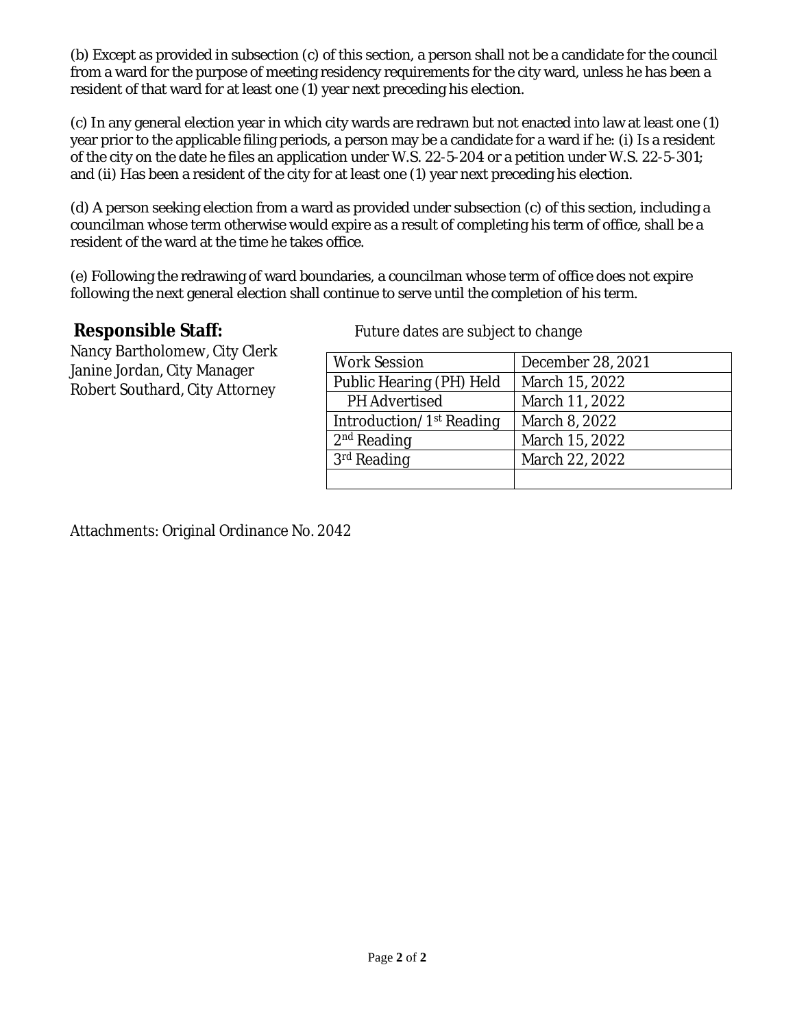(b) Except as provided in subsection (c) of this section, a person shall not be a candidate for the council from a ward for the purpose of meeting residency requirements for the city ward, unless he has been a resident of that ward for at least one (1) year next preceding his election.

(c) In any general election year in which city wards are redrawn but not enacted into law at least one (1) year prior to the applicable filing periods, a person may be a candidate for a ward if he: (i) Is a resident of the city on the date he files an application under W.S. 22-5-204 or a petition under W.S. 22-5-301; and (ii) Has been a resident of the city for at least one (1) year next preceding his election.

(d) A person seeking election from a ward as provided under subsection (c) of this section, including a councilman whose term otherwise would expire as a result of completing his term of office, shall be a resident of the ward at the time he takes office.

(e) Following the redrawing of ward boundaries, a councilman whose term of office does not expire following the next general election shall continue to serve until the completion of his term.

## Responsible Staff:

Nancy Bartholomew, City Clerk
Janine Jordan, City Manager
Robert Southard, City Attorney

*Future dates are subject to change*

| | |
|---|---|
| Work Session | December 28, 2021 |
| Public Hearing (PH) Held | March 15, 2022 |
| PH Advertised | March 11, 2022 |
| Introduction/1st Reading | March 8, 2022 |
| 2nd Reading | March 15, 2022 |
| 3rd Reading | March 22, 2022 |
| | |

Attachments: Original Ordinance No. 2042